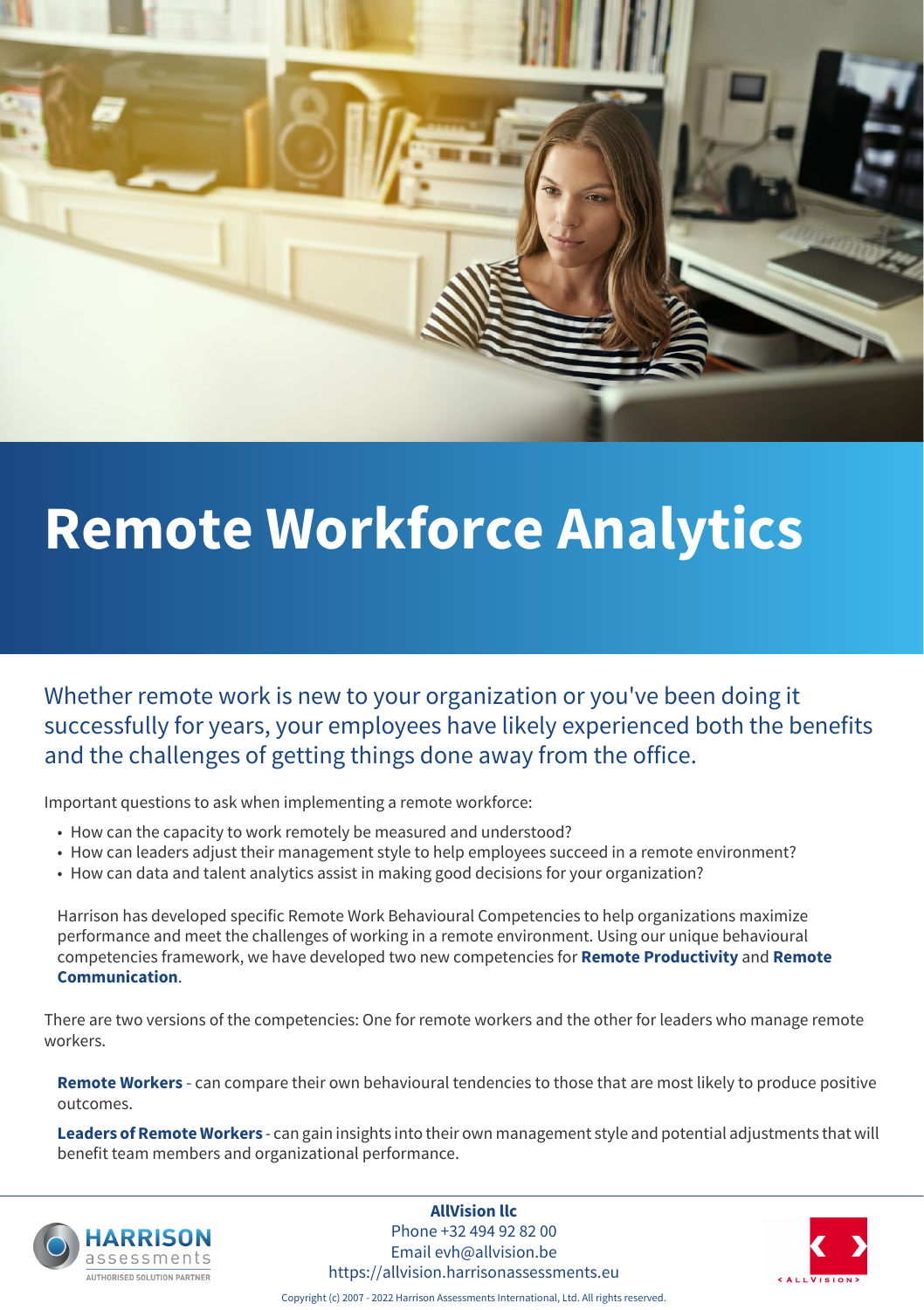# Remote Workforce Analytics

Whether remote work is new to your organization or you've been doing it successfully for years, your employees have likely experienced both the benefits and the challenges of getting things done away from the office.

Important questions to ask when implementing a remote workforce:

- How can the capacity to work remotely be measured and understood?
- How can leaders adjust their management style to help employees succeed in a remote environment?
- How can data and talent analytics assist in making good decisions for your organization?

Harrison has developed specific Remote Work Behavioural Competencies to help organizations maximize performance and meet the challenges of working in a remote environment. Using our unique behavioural competencies framework, we have developed two new competencies for **Remote Productivity** and **Remote Communication**.

There are two versions of the competencies: One for remote workers and the other for leaders who manage remote workers.

**Remote Workers** - can compare their own behavioural tendencies to those that are most likely to produce positive outcomes.

**Leaders of Remote Workers** - can gain insights into their own management style and potential adjustments that will benefit team members and organizational performance.

HARRISON assessments
AUTHORISED SOLUTION PARTNER

**AllVision llc**
Phone +32 494 92 82 00
Email evh@allvision.be
https://allvision.harrisonassessments.eu

< ALLVISION >

Copyright (c) 2007 - 2022 Harrison Assessments International, Ltd. All rights reserved.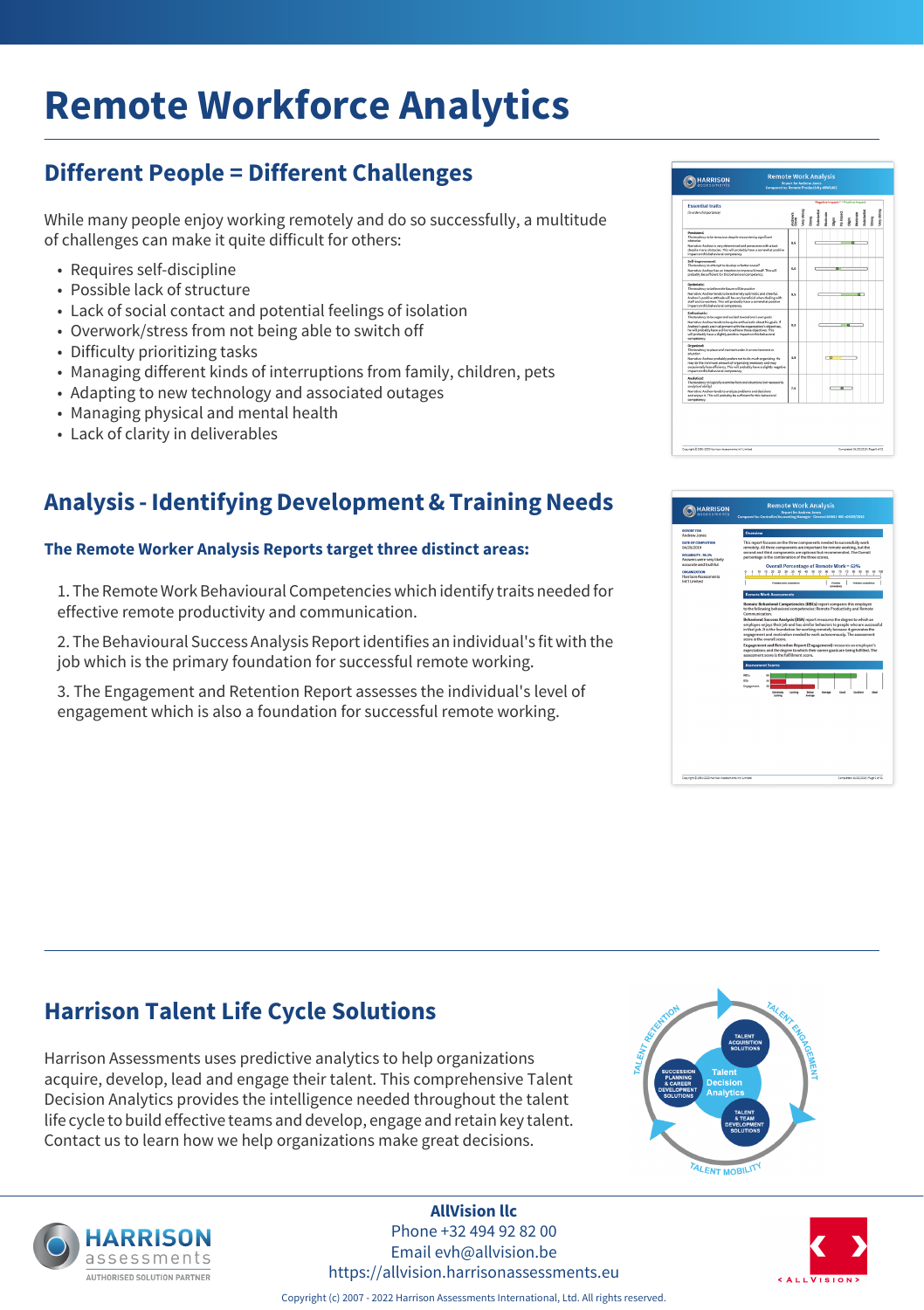# Remote Workforce Analytics

## Different People = Different Challenges

While many people enjoy working remotely and do so successfully, a multitude of challenges can make it quite difficult for others:

- Requires self-discipline
- Possible lack of structure
- Lack of social contact and potential feelings of isolation
- Overwork/stress from not being able to switch off
- Difficulty prioritizing tasks
- Managing different kinds of interruptions from family, children, pets
- Adapting to new technology and associated outages
- Managing physical and mental health
- Lack of clarity in deliverables

## Analysis - Identifying Development & Training Needs

### The Remote Worker Analysis Reports target three distinct areas:

1. The Remote Work Behavioural Competencies which identify traits needed for effective remote productivity and communication.

2. The Behavioural Success Analysis Report identifies an individual's fit with the job which is the primary foundation for successful remote working.

3. The Engagement and Retention Report assesses the individual's level of engagement which is also a foundation for successful remote working.

## Harrison Talent Life Cycle Solutions

Harrison Assessments uses predictive analytics to help organizations acquire, develop, lead and engage their talent. This comprehensive Talent Decision Analytics provides the intelligence needed throughout the talent life cycle to build effective teams and develop, engage and retain key talent. Contact us to learn how we help organizations make great decisions.

**AllVision llc**
Phone +32 494 92 82 00
Email evh@allvision.be
https://allvision.harrisonassessments.eu

HARRISON assessments
AUTHORISED SOLUTION PARTNER

Copyright (c) 2007 - 2022 Harrison Assessments International, Ltd. All rights reserved.